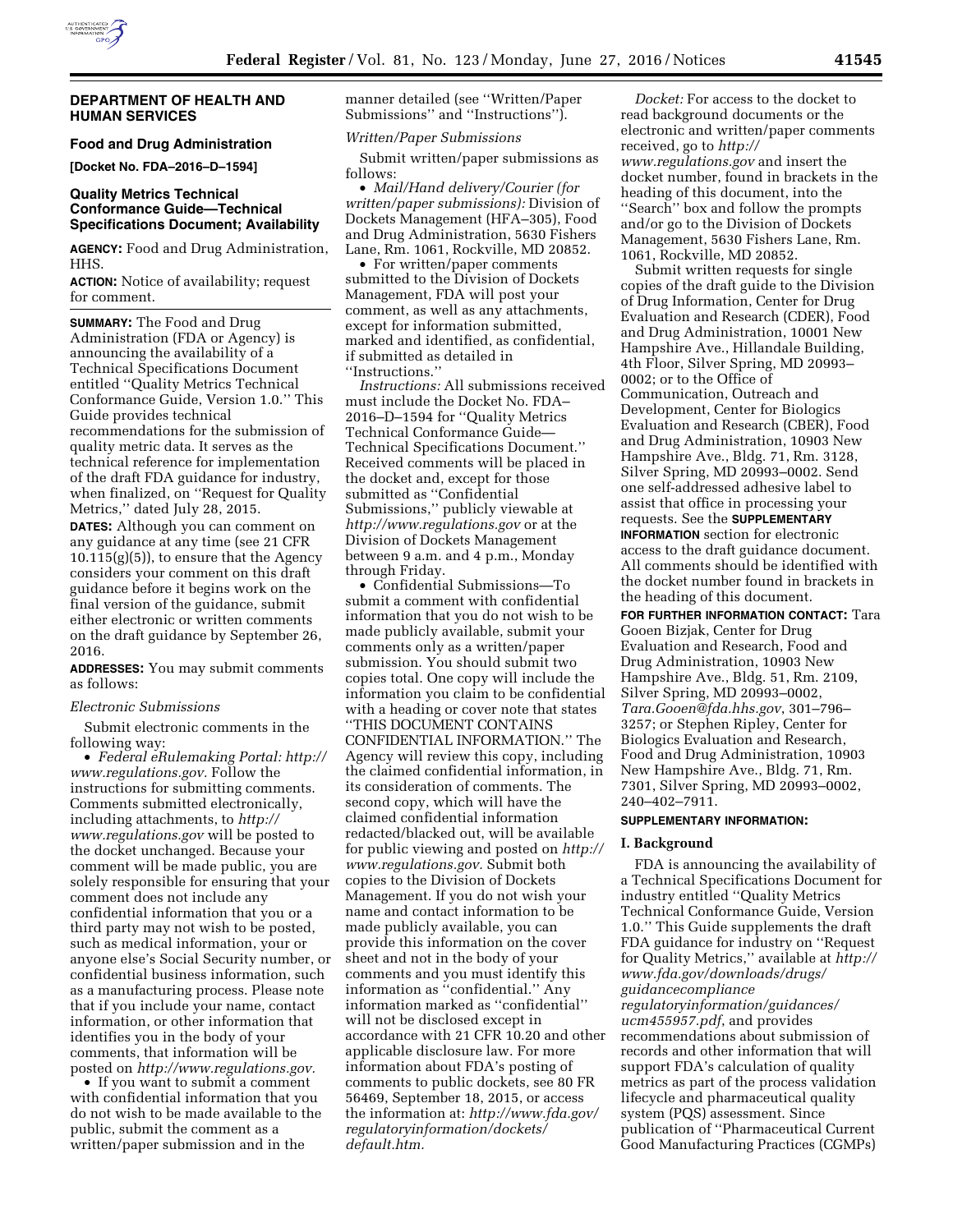## DEPARTMENT OF HEALTH AND HUMAN SERVICES

### Food and Drug Administration

**[Docket No. FDA–2016–D–1594]**

### Quality Metrics Technical Conformance Guide—Technical Specifications Document; Availability

**AGENCY:** Food and Drug Administration, HHS.

**ACTION:** Notice of availability; request for comment.

**SUMMARY:** The Food and Drug Administration (FDA or Agency) is announcing the availability of a Technical Specifications Document entitled ''Quality Metrics Technical Conformance Guide, Version 1.0.'' This Guide provides technical recommendations for the submission of quality metric data. It serves as the technical reference for implementation of the draft FDA guidance for industry, when finalized, on ''Request for Quality Metrics,'' dated July 28, 2015.

**DATES:** Although you can comment on any guidance at any time (see 21 CFR 10.115(g)(5)), to ensure that the Agency considers your comment on this draft guidance before it begins work on the final version of the guidance, submit either electronic or written comments on the draft guidance by September 26, 2016.

**ADDRESSES:** You may submit comments as follows:

*Electronic Submissions*

Submit electronic comments in the following way:

- *Federal eRulemaking Portal: http://www.regulations.gov.* Follow the instructions for submitting comments. Comments submitted electronically, including attachments, to *http://www.regulations.gov* will be posted to the docket unchanged. Because your comment will be made public, you are solely responsible for ensuring that your comment does not include any confidential information that you or a third party may not wish to be posted, such as medical information, your or anyone else's Social Security number, or confidential business information, such as a manufacturing process. Please note that if you include your name, contact information, or other information that identifies you in the body of your comments, that information will be posted on *http://www.regulations.gov.*
- If you want to submit a comment with confidential information that you do not wish to be made available to the public, submit the comment as a written/paper submission and in the manner detailed (see ''Written/Paper Submissions'' and ''Instructions'').

*Written/Paper Submissions*

Submit written/paper submissions as follows:

- *Mail/Hand delivery/Courier (for written/paper submissions):* Division of Dockets Management (HFA–305), Food and Drug Administration, 5630 Fishers Lane, Rm. 1061, Rockville, MD 20852.
- For written/paper comments submitted to the Division of Dockets Management, FDA will post your comment, as well as any attachments, except for information submitted, marked and identified, as confidential, if submitted as detailed in ''Instructions.''

*Instructions:* All submissions received must include the Docket No. FDA–2016–D–1594 for ''Quality Metrics Technical Conformance Guide—Technical Specifications Document.'' Received comments will be placed in the docket and, except for those submitted as ''Confidential Submissions,'' publicly viewable at *http://www.regulations.gov* or at the Division of Dockets Management between 9 a.m. and 4 p.m., Monday through Friday.

- Confidential Submissions—To submit a comment with confidential information that you do not wish to be made publicly available, submit your comments only as a written/paper submission. You should submit two copies total. One copy will include the information you claim to be confidential with a heading or cover note that states ''THIS DOCUMENT CONTAINS CONFIDENTIAL INFORMATION.'' The Agency will review this copy, including the claimed confidential information, in its consideration of comments. The second copy, which will have the claimed confidential information redacted/blacked out, will be available for public viewing and posted on *http://www.regulations.gov.* Submit both copies to the Division of Dockets Management. If you do not wish your name and contact information to be made publicly available, you can provide this information on the cover sheet and not in the body of your comments and you must identify this information as ''confidential.'' Any information marked as ''confidential'' will not be disclosed except in accordance with 21 CFR 10.20 and other applicable disclosure law. For more information about FDA's posting of comments to public dockets, see 80 FR 56469, September 18, 2015, or access the information at: *http://www.fda.gov/regulatoryinformation/dockets/default.htm.*

*Docket:* For access to the docket to read background documents or the electronic and written/paper comments received, go to *http://www.regulations.gov* and insert the docket number, found in brackets in the heading of this document, into the ''Search'' box and follow the prompts and/or go to the Division of Dockets Management, 5630 Fishers Lane, Rm. 1061, Rockville, MD 20852.

Submit written requests for single copies of the draft guide to the Division of Drug Information, Center for Drug Evaluation and Research (CDER), Food and Drug Administration, 10001 New Hampshire Ave., Hillandale Building, 4th Floor, Silver Spring, MD 20993–0002; or to the Office of Communication, Outreach and Development, Center for Biologics Evaluation and Research (CBER), Food and Drug Administration, 10903 New Hampshire Ave., Bldg. 71, Rm. 3128, Silver Spring, MD 20993–0002. Send one self-addressed adhesive label to assist that office in processing your requests. See the **SUPPLEMENTARY INFORMATION** section for electronic access to the draft guidance document. All comments should be identified with the docket number found in brackets in the heading of this document.

**FOR FURTHER INFORMATION CONTACT:** Tara Gooen Bizjak, Center for Drug Evaluation and Research, Food and Drug Administration, 10903 New Hampshire Ave., Bldg. 51, Rm. 2109, Silver Spring, MD 20993–0002, *Tara.Gooen@fda.hhs.gov*, 301–796–3257; or Stephen Ripley, Center for Biologics Evaluation and Research, Food and Drug Administration, 10903 New Hampshire Ave., Bldg. 71, Rm. 7301, Silver Spring, MD 20993–0002, 240–402–7911.

**SUPPLEMENTARY INFORMATION:**

**I. Background**

FDA is announcing the availability of a Technical Specifications Document for industry entitled ''Quality Metrics Technical Conformance Guide, Version 1.0.'' This Guide supplements the draft FDA guidance for industry on ''Request for Quality Metrics,'' available at *http://www.fda.gov/downloads/drugs/guidancecompliance regulatoryinformation/guidances/ucm455957.pdf*, and provides recommendations about submission of records and other information that will support FDA's calculation of quality metrics as part of the process validation lifecycle and pharmaceutical quality system (PQS) assessment. Since publication of ''Pharmaceutical Current Good Manufacturing Practices (CGMPs)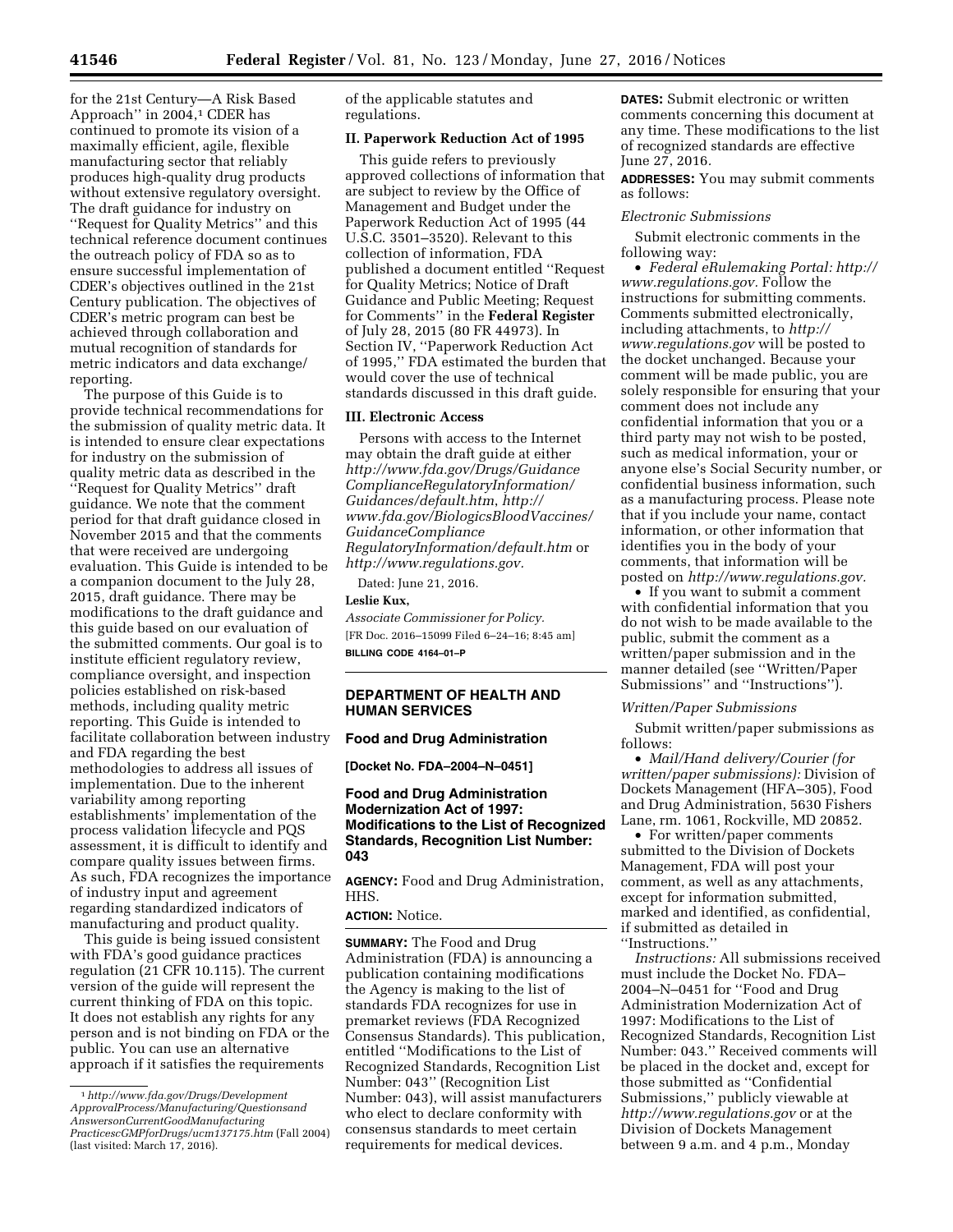for the 21st Century—A Risk Based Approach'' in 2004,[1] CDER has continued to promote its vision of a maximally efficient, agile, flexible manufacturing sector that reliably produces high-quality drug products without extensive regulatory oversight. The draft guidance for industry on ''Request for Quality Metrics'' and this technical reference document continues the outreach policy of FDA so as to ensure successful implementation of CDER's objectives outlined in the 21st Century publication. The objectives of CDER's metric program can best be achieved through collaboration and mutual recognition of standards for metric indicators and data exchange/reporting.

The purpose of this Guide is to provide technical recommendations for the submission of quality metric data. It is intended to ensure clear expectations for industry on the submission of quality metric data as described in the ''Request for Quality Metrics'' draft guidance. We note that the comment period for that draft guidance closed in November 2015 and that the comments that were received are undergoing evaluation. This Guide is intended to be a companion document to the July 28, 2015, draft guidance. There may be modifications to the draft guidance and this guide based on our evaluation of the submitted comments. Our goal is to institute efficient regulatory review, compliance oversight, and inspection policies established on risk-based methods, including quality metric reporting. This Guide is intended to facilitate collaboration between industry and FDA regarding the best methodologies to address all issues of implementation. Due to the inherent variability among reporting establishments' implementation of the process validation lifecycle and PQS assessment, it is difficult to identify and compare quality issues between firms. As such, FDA recognizes the importance of industry input and agreement regarding standardized indicators of manufacturing and product quality.

This guide is being issued consistent with FDA's good guidance practices regulation (21 CFR 10.115). The current version of the guide will represent the current thinking of FDA on this topic. It does not establish any rights for any person and is not binding on FDA or the public. You can use an alternative approach if it satisfies the requirements of the applicable statutes and regulations.

## II. Paperwork Reduction Act of 1995

This guide refers to previously approved collections of information that are subject to review by the Office of Management and Budget under the Paperwork Reduction Act of 1995 (44 U.S.C. 3501–3520). Relevant to this collection of information, FDA published a document entitled ''Request for Quality Metrics; Notice of Draft Guidance and Public Meeting; Request for Comments'' in the **Federal Register** of July 28, 2015 (80 FR 44973). In Section IV, ''Paperwork Reduction Act of 1995,'' FDA estimated the burden that would cover the use of technical standards discussed in this draft guide.

## III. Electronic Access

Persons with access to the Internet may obtain the draft guide at either *http://www.fda.gov/Drugs/GuidanceComplianceRegulatoryInformation/Guidances/default.htm*, *http://www.fda.gov/BiologicsBloodVaccines/GuidanceComplianceRegulatoryInformation/default.htm* or *http://www.regulations.gov*.

Dated: June 21, 2016.

**Leslie Kux,**

*Associate Commissioner for Policy.*

[FR Doc. 2016–15099 Filed 6–24–16; 8:45 am]

**BILLING CODE 4164–01–P**

[1] *http://www.fda.gov/Drugs/DevelopmentApprovalProcess/Manufacturing/QuestionsandAnswersonCurrentGoodManufacturingPracticescGMPforDrugs/ucm137175.htm* (Fall 2004) (last visited: March 17, 2016).

---

# DEPARTMENT OF HEALTH AND HUMAN SERVICES

## Food and Drug Administration

**[Docket No. FDA–2004–N–0451]**

## Food and Drug Administration Modernization Act of 1997: Modifications to the List of Recognized Standards, Recognition List Number: 043

**AGENCY:** Food and Drug Administration, HHS.

**ACTION:** Notice.

**SUMMARY:** The Food and Drug Administration (FDA) is announcing a publication containing modifications the Agency is making to the list of standards FDA recognizes for use in premarket reviews (FDA Recognized Consensus Standards). This publication, entitled ''Modifications to the List of Recognized Standards, Recognition List Number: 043'' (Recognition List Number: 043), will assist manufacturers who elect to declare conformity with consensus standards to meet certain requirements for medical devices.

**DATES:** Submit electronic or written comments concerning this document at any time. These modifications to the list of recognized standards are effective June 27, 2016.

**ADDRESSES:** You may submit comments as follows:

*Electronic Submissions*

Submit electronic comments in the following way:

- *Federal eRulemaking Portal: http://www.regulations.gov*. Follow the instructions for submitting comments. Comments submitted electronically, including attachments, to *http://www.regulations.gov* will be posted to the docket unchanged. Because your comment will be made public, you are solely responsible for ensuring that your comment does not include any confidential information that you or a third party may not wish to be posted, such as medical information, your or anyone else's Social Security number, or confidential business information, such as a manufacturing process. Please note that if you include your name, contact information, or other information that identifies you in the body of your comments, that information will be posted on *http://www.regulations.gov*.
- If you want to submit a comment with confidential information that you do not wish to be made available to the public, submit the comment as a written/paper submission and in the manner detailed (see ''Written/Paper Submissions'' and ''Instructions'').

*Written/Paper Submissions*

Submit written/paper submissions as follows:

- *Mail/Hand delivery/Courier (for written/paper submissions):* Division of Dockets Management (HFA–305), Food and Drug Administration, 5630 Fishers Lane, rm. 1061, Rockville, MD 20852.
- For written/paper comments submitted to the Division of Dockets Management, FDA will post your comment, as well as any attachments, except for information submitted, marked and identified, as confidential, if submitted as detailed in ''Instructions.''

*Instructions:* All submissions received must include the Docket No. FDA–2004–N–0451 for ''Food and Drug Administration Modernization Act of 1997: Modifications to the List of Recognized Standards, Recognition List Number: 043.'' Received comments will be placed in the docket and, except for those submitted as ''Confidential Submissions,'' publicly viewable at *http://www.regulations.gov* or at the Division of Dockets Management between 9 a.m. and 4 p.m., Monday